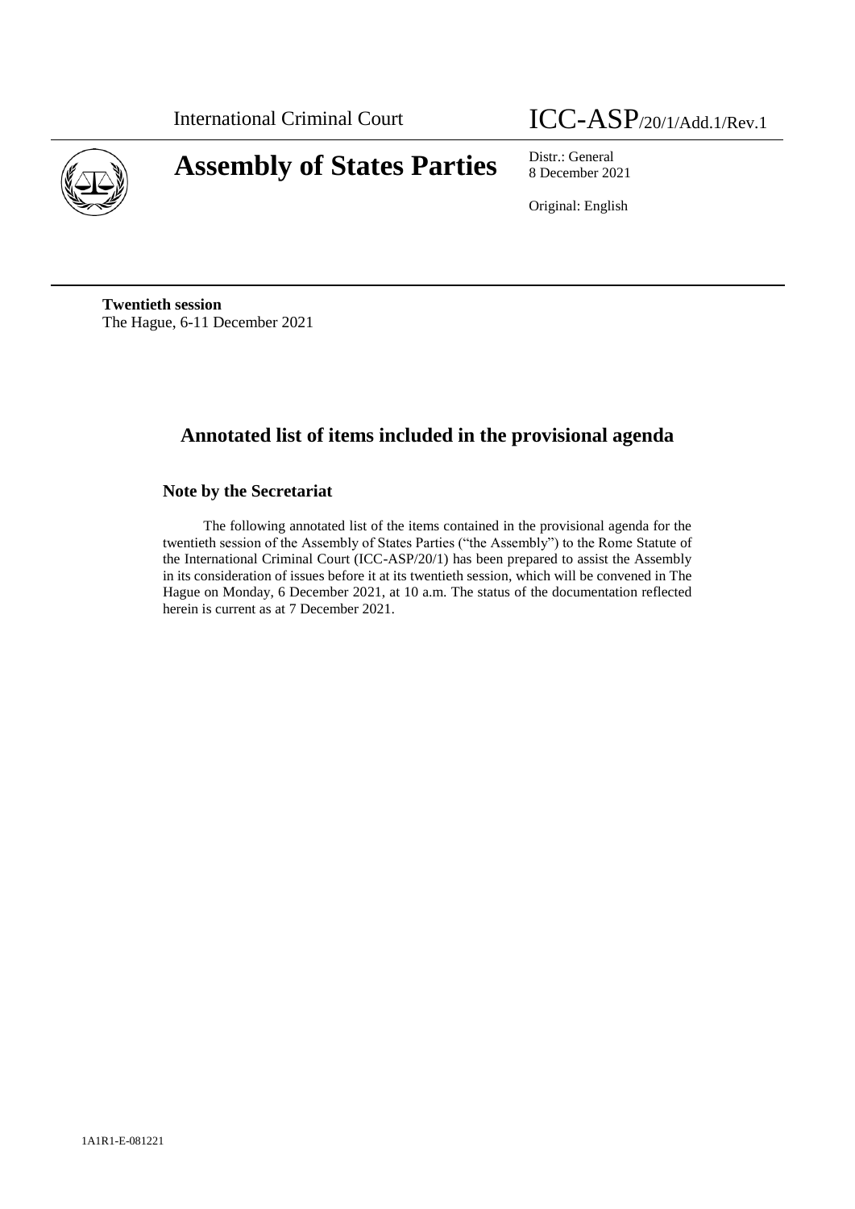International Criminal Court

ICC-ASP/20/1/Add.1/Rev.1

# Assembly of States Parties

Distr.: General
8 December 2021

Original: English

**Twentieth session**
The Hague, 6-11 December 2021

## Annotated list of items included in the provisional agenda

### Note by the Secretariat

The following annotated list of the items contained in the provisional agenda for the twentieth session of the Assembly of States Parties ("the Assembly") to the Rome Statute of the International Criminal Court (ICC-ASP/20/1) has been prepared to assist the Assembly in its consideration of issues before it at its twentieth session, which will be convened in The Hague on Monday, 6 December 2021, at 10 a.m. The status of the documentation reflected herein is current as at 7 December 2021.

1A1R1-E-081221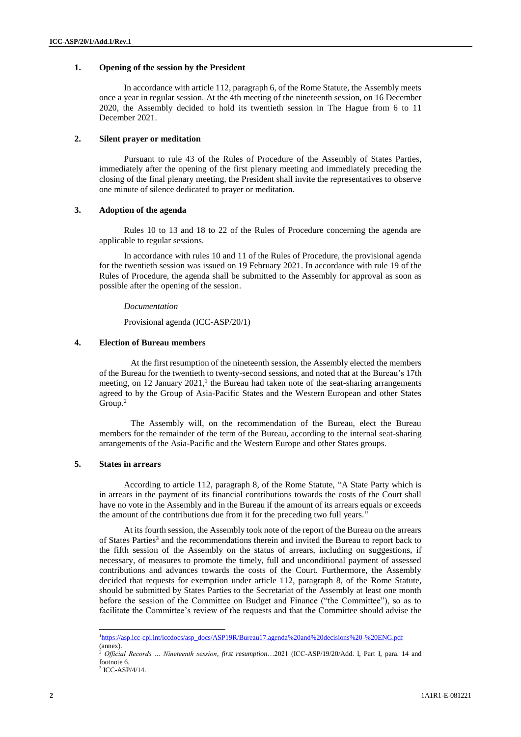## 1. Opening of the session by the President

In accordance with article 112, paragraph 6, of the Rome Statute, the Assembly meets once a year in regular session. At the 4th meeting of the nineteenth session, on 16 December 2020, the Assembly decided to hold its twentieth session in The Hague from 6 to 11 December 2021.

## 2. Silent prayer or meditation

Pursuant to rule 43 of the Rules of Procedure of the Assembly of States Parties, immediately after the opening of the first plenary meeting and immediately preceding the closing of the final plenary meeting, the President shall invite the representatives to observe one minute of silence dedicated to prayer or meditation.

## 3. Adoption of the agenda

Rules 10 to 13 and 18 to 22 of the Rules of Procedure concerning the agenda are applicable to regular sessions.

In accordance with rules 10 and 11 of the Rules of Procedure, the provisional agenda for the twentieth session was issued on 19 February 2021. In accordance with rule 19 of the Rules of Procedure, the agenda shall be submitted to the Assembly for approval as soon as possible after the opening of the session.

*Documentation*

Provisional agenda (ICC-ASP/20/1)

## 4. Election of Bureau members

At the first resumption of the nineteenth session, the Assembly elected the members of the Bureau for the twentieth to twenty-second sessions, and noted that at the Bureau's 17th meeting, on 12 January 2021,[1] the Bureau had taken note of the seat-sharing arrangements agreed to by the Group of Asia-Pacific States and the Western European and other States Group.[2]

The Assembly will, on the recommendation of the Bureau, elect the Bureau members for the remainder of the term of the Bureau, according to the internal seat-sharing arrangements of the Asia-Pacific and the Western Europe and other States groups.

## 5. States in arrears

According to article 112, paragraph 8, of the Rome Statute, "A State Party which is in arrears in the payment of its financial contributions towards the costs of the Court shall have no vote in the Assembly and in the Bureau if the amount of its arrears equals or exceeds the amount of the contributions due from it for the preceding two full years."

At its fourth session, the Assembly took note of the report of the Bureau on the arrears of States Parties[3] and the recommendations therein and invited the Bureau to report back to the fifth session of the Assembly on the status of arrears, including on suggestions, if necessary, of measures to promote the timely, full and unconditional payment of assessed contributions and advances towards the costs of the Court. Furthermore, the Assembly decided that requests for exemption under article 112, paragraph 8, of the Rome Statute, should be submitted by States Parties to the Secretariat of the Assembly at least one month before the session of the Committee on Budget and Finance ("the Committee"), so as to facilitate the Committee's review of the requests and that the Committee should advise the

---

[1] https://asp.icc-cpi.int/iccdocs/asp_docs/ASP19R/Bureau17.agenda%20and%20decisions%20-%20ENG.pdf (annex).

[2] *Official Records … Nineteenth session, first resumption*…2021 (ICC-ASP/19/20/Add. I, Part I, para. 14 and footnote 6.

[3] ICC-ASP/4/14.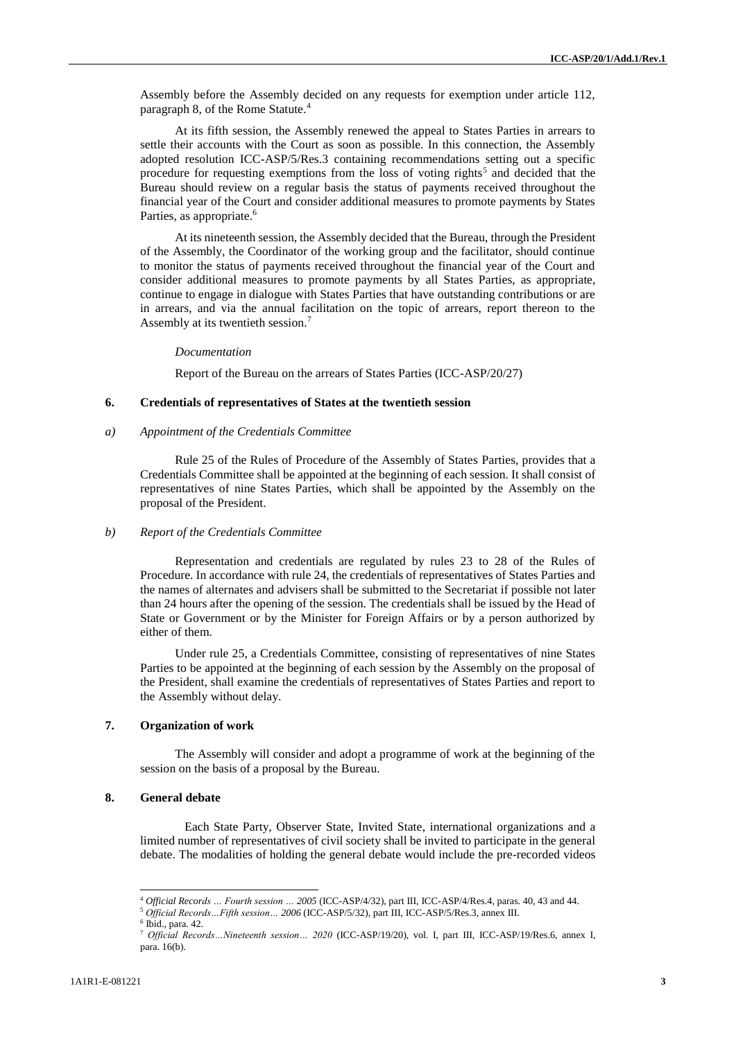Assembly before the Assembly decided on any requests for exemption under article 112, paragraph 8, of the Rome Statute.[4]

At its fifth session, the Assembly renewed the appeal to States Parties in arrears to settle their accounts with the Court as soon as possible. In this connection, the Assembly adopted resolution ICC-ASP/5/Res.3 containing recommendations setting out a specific procedure for requesting exemptions from the loss of voting rights[5] and decided that the Bureau should review on a regular basis the status of payments received throughout the financial year of the Court and consider additional measures to promote payments by States Parties, as appropriate.[6]

At its nineteenth session, the Assembly decided that the Bureau, through the President of the Assembly, the Coordinator of the working group and the facilitator, should continue to monitor the status of payments received throughout the financial year of the Court and consider additional measures to promote payments by all States Parties, as appropriate, continue to engage in dialogue with States Parties that have outstanding contributions or are in arrears, and via the annual facilitation on the topic of arrears, report thereon to the Assembly at its twentieth session.[7]

*Documentation*

Report of the Bureau on the arrears of States Parties (ICC-ASP/20/27)

### 6. Credentials of representatives of States at the twentieth session

#### *a) Appointment of the Credentials Committee*

Rule 25 of the Rules of Procedure of the Assembly of States Parties, provides that a Credentials Committee shall be appointed at the beginning of each session. It shall consist of representatives of nine States Parties, which shall be appointed by the Assembly on the proposal of the President.

#### *b) Report of the Credentials Committee*

Representation and credentials are regulated by rules 23 to 28 of the Rules of Procedure. In accordance with rule 24, the credentials of representatives of States Parties and the names of alternates and advisers shall be submitted to the Secretariat if possible not later than 24 hours after the opening of the session. The credentials shall be issued by the Head of State or Government or by the Minister for Foreign Affairs or by a person authorized by either of them.

Under rule 25, a Credentials Committee, consisting of representatives of nine States Parties to be appointed at the beginning of each session by the Assembly on the proposal of the President, shall examine the credentials of representatives of States Parties and report to the Assembly without delay.

### 7. Organization of work

The Assembly will consider and adopt a programme of work at the beginning of the session on the basis of a proposal by the Bureau.

### 8. General debate

Each State Party, Observer State, Invited State, international organizations and a limited number of representatives of civil society shall be invited to participate in the general debate. The modalities of holding the general debate would include the pre-recorded videos

---

[4] *Official Records … Fourth session … 2005* (ICC-ASP/4/32), part III, ICC-ASP/4/Res.4, paras. 40, 43 and 44.

[5] *Official Records…Fifth session… 2006* (ICC-ASP/5/32), part III, ICC-ASP/5/Res.3, annex III.

[6] Ibid., para. 42.

[7] *Official Records…Nineteenth session… 2020* (ICC-ASP/19/20), vol. I, part III, ICC-ASP/19/Res.6, annex I, para. 16(b).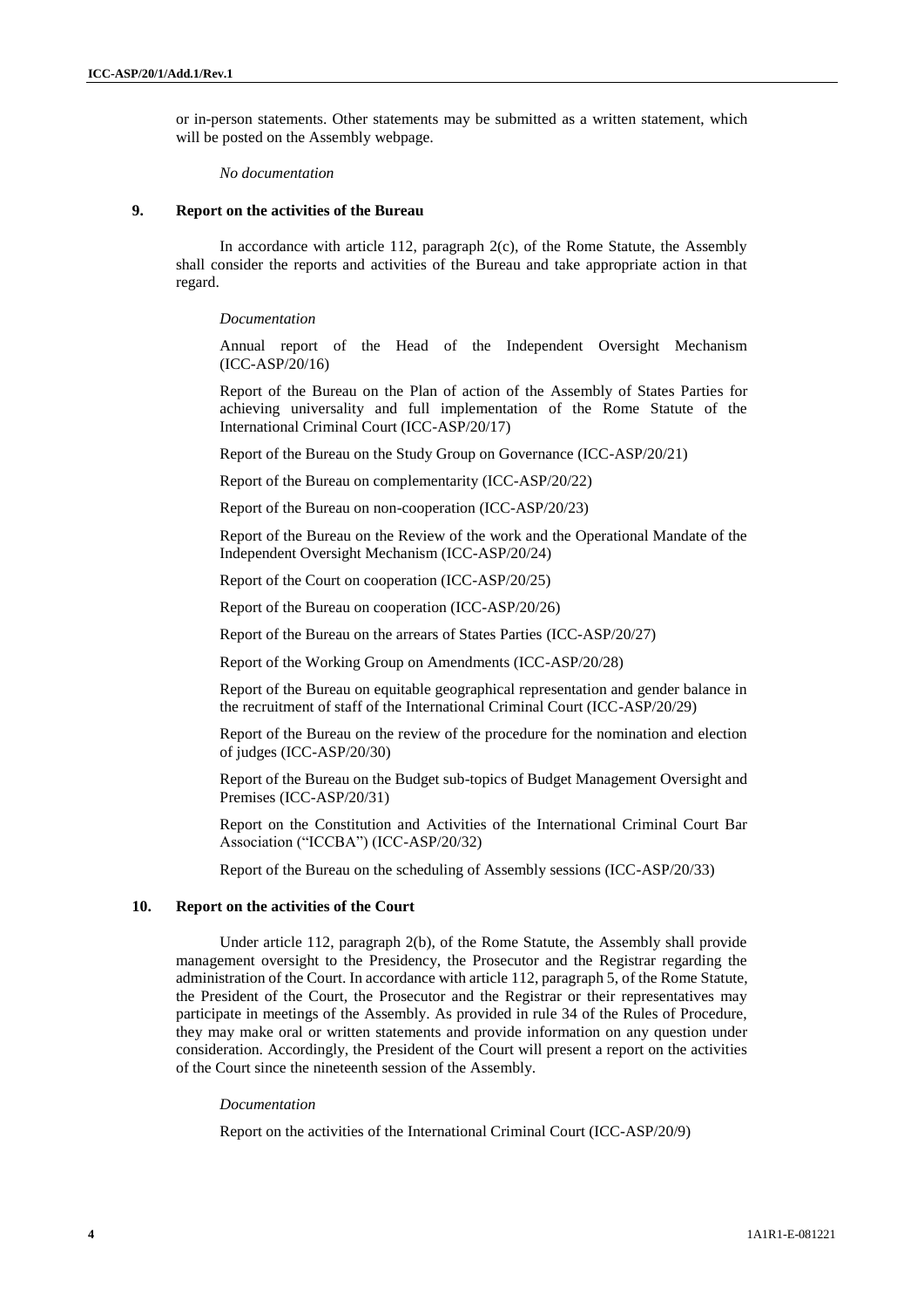or in-person statements. Other statements may be submitted as a written statement, which will be posted on the Assembly webpage.

*No documentation*

### 9. Report on the activities of the Bureau

In accordance with article 112, paragraph 2(c), of the Rome Statute, the Assembly shall consider the reports and activities of the Bureau and take appropriate action in that regard.

*Documentation*

Annual report of the Head of the Independent Oversight Mechanism (ICC-ASP/20/16)

Report of the Bureau on the Plan of action of the Assembly of States Parties for achieving universality and full implementation of the Rome Statute of the International Criminal Court (ICC-ASP/20/17)

Report of the Bureau on the Study Group on Governance (ICC-ASP/20/21)

Report of the Bureau on complementarity (ICC-ASP/20/22)

Report of the Bureau on non-cooperation (ICC-ASP/20/23)

Report of the Bureau on the Review of the work and the Operational Mandate of the Independent Oversight Mechanism (ICC-ASP/20/24)

Report of the Court on cooperation (ICC-ASP/20/25)

Report of the Bureau on cooperation (ICC-ASP/20/26)

Report of the Bureau on the arrears of States Parties (ICC-ASP/20/27)

Report of the Working Group on Amendments (ICC-ASP/20/28)

Report of the Bureau on equitable geographical representation and gender balance in the recruitment of staff of the International Criminal Court (ICC-ASP/20/29)

Report of the Bureau on the review of the procedure for the nomination and election of judges (ICC-ASP/20/30)

Report of the Bureau on the Budget sub-topics of Budget Management Oversight and Premises (ICC-ASP/20/31)

Report on the Constitution and Activities of the International Criminal Court Bar Association ("ICCBA") (ICC-ASP/20/32)

Report of the Bureau on the scheduling of Assembly sessions (ICC-ASP/20/33)

### 10. Report on the activities of the Court

Under article 112, paragraph 2(b), of the Rome Statute, the Assembly shall provide management oversight to the Presidency, the Prosecutor and the Registrar regarding the administration of the Court. In accordance with article 112, paragraph 5, of the Rome Statute, the President of the Court, the Prosecutor and the Registrar or their representatives may participate in meetings of the Assembly. As provided in rule 34 of the Rules of Procedure, they may make oral or written statements and provide information on any question under consideration. Accordingly, the President of the Court will present a report on the activities of the Court since the nineteenth session of the Assembly.

*Documentation*

Report on the activities of the International Criminal Court (ICC-ASP/20/9)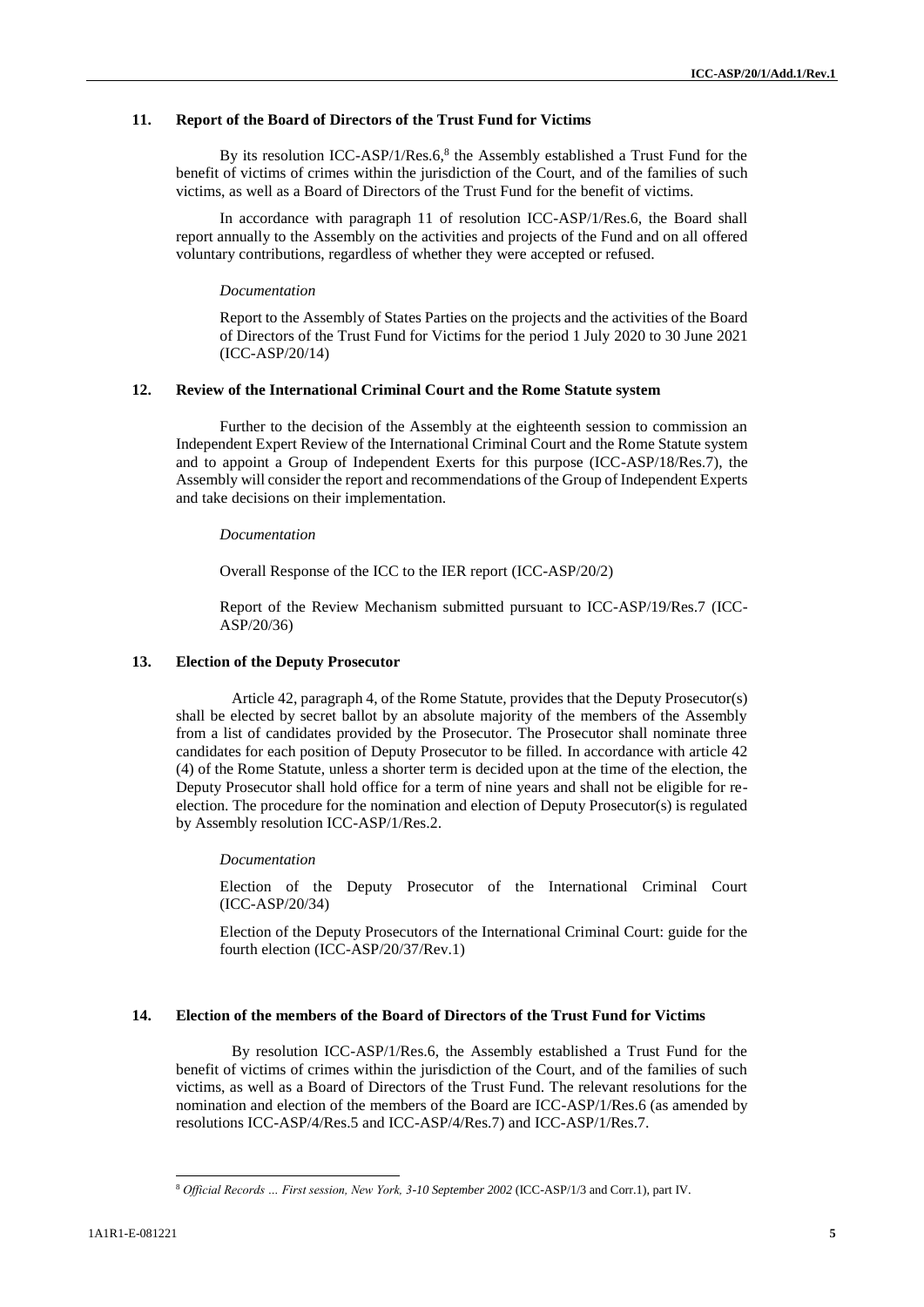## 11. Report of the Board of Directors of the Trust Fund for Victims

By its resolution ICC-ASP/1/Res.6,[8] the Assembly established a Trust Fund for the benefit of victims of crimes within the jurisdiction of the Court, and of the families of such victims, as well as a Board of Directors of the Trust Fund for the benefit of victims.

In accordance with paragraph 11 of resolution ICC-ASP/1/Res.6, the Board shall report annually to the Assembly on the activities and projects of the Fund and on all offered voluntary contributions, regardless of whether they were accepted or refused.

*Documentation*

Report to the Assembly of States Parties on the projects and the activities of the Board of Directors of the Trust Fund for Victims for the period 1 July 2020 to 30 June 2021 (ICC-ASP/20/14)

## 12. Review of the International Criminal Court and the Rome Statute system

Further to the decision of the Assembly at the eighteenth session to commission an Independent Expert Review of the International Criminal Court and the Rome Statute system and to appoint a Group of Independent Exerts for this purpose (ICC-ASP/18/Res.7), the Assembly will consider the report and recommendations of the Group of Independent Experts and take decisions on their implementation.

*Documentation*

Overall Response of the ICC to the IER report (ICC-ASP/20/2)

Report of the Review Mechanism submitted pursuant to ICC-ASP/19/Res.7 (ICC-ASP/20/36)

## 13. Election of the Deputy Prosecutor

Article 42, paragraph 4, of the Rome Statute, provides that the Deputy Prosecutor(s) shall be elected by secret ballot by an absolute majority of the members of the Assembly from a list of candidates provided by the Prosecutor. The Prosecutor shall nominate three candidates for each position of Deputy Prosecutor to be filled. In accordance with article 42 (4) of the Rome Statute, unless a shorter term is decided upon at the time of the election, the Deputy Prosecutor shall hold office for a term of nine years and shall not be eligible for re-election. The procedure for the nomination and election of Deputy Prosecutor(s) is regulated by Assembly resolution ICC-ASP/1/Res.2.

*Documentation*

Election of the Deputy Prosecutor of the International Criminal Court (ICC-ASP/20/34)

Election of the Deputy Prosecutors of the International Criminal Court: guide for the fourth election (ICC-ASP/20/37/Rev.1)

## 14. Election of the members of the Board of Directors of the Trust Fund for Victims

By resolution ICC-ASP/1/Res.6, the Assembly established a Trust Fund for the benefit of victims of crimes within the jurisdiction of the Court, and of the families of such victims, as well as a Board of Directors of the Trust Fund. The relevant resolutions for the nomination and election of the members of the Board are ICC-ASP/1/Res.6 (as amended by resolutions ICC-ASP/4/Res.5 and ICC-ASP/4/Res.7) and ICC-ASP/1/Res.7.

---

[8] *Official Records … First session, New York, 3-10 September 2002* (ICC-ASP/1/3 and Corr.1), part IV.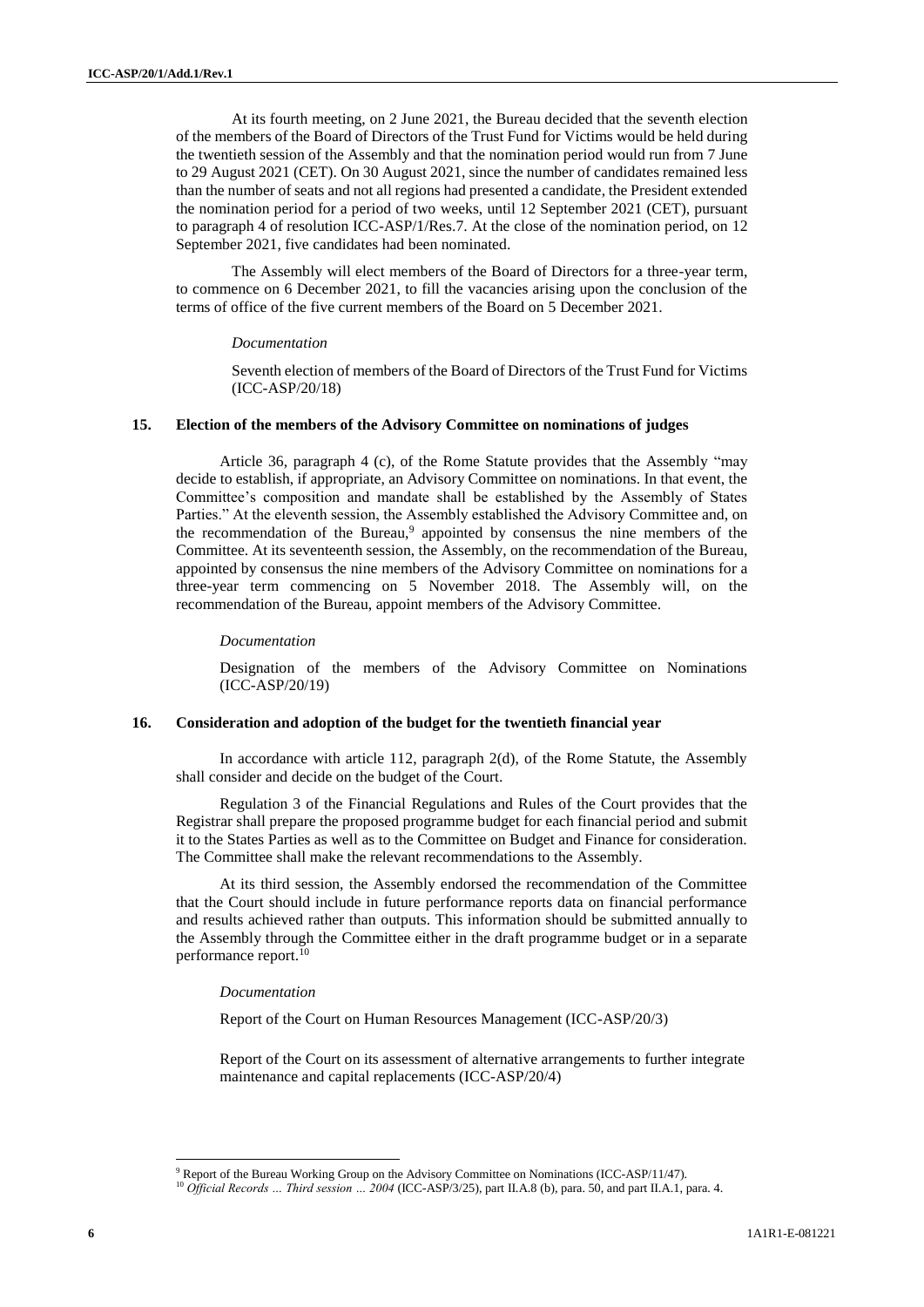At its fourth meeting, on 2 June 2021, the Bureau decided that the seventh election of the members of the Board of Directors of the Trust Fund for Victims would be held during the twentieth session of the Assembly and that the nomination period would run from 7 June to 29 August 2021 (CET). On 30 August 2021, since the number of candidates remained less than the number of seats and not all regions had presented a candidate, the President extended the nomination period for a period of two weeks, until 12 September 2021 (CET), pursuant to paragraph 4 of resolution ICC-ASP/1/Res.7. At the close of the nomination period, on 12 September 2021, five candidates had been nominated.

The Assembly will elect members of the Board of Directors for a three-year term, to commence on 6 December 2021, to fill the vacancies arising upon the conclusion of the terms of office of the five current members of the Board on 5 December 2021.

*Documentation*

Seventh election of members of the Board of Directors of the Trust Fund for Victims (ICC-ASP/20/18)

### 15. Election of the members of the Advisory Committee on nominations of judges

Article 36, paragraph 4 (c), of the Rome Statute provides that the Assembly "may decide to establish, if appropriate, an Advisory Committee on nominations. In that event, the Committee's composition and mandate shall be established by the Assembly of States Parties." At the eleventh session, the Assembly established the Advisory Committee and, on the recommendation of the Bureau,[9] appointed by consensus the nine members of the Committee. At its seventeenth session, the Assembly, on the recommendation of the Bureau, appointed by consensus the nine members of the Advisory Committee on nominations for a three-year term commencing on 5 November 2018. The Assembly will, on the recommendation of the Bureau, appoint members of the Advisory Committee.

*Documentation*

Designation of the members of the Advisory Committee on Nominations (ICC-ASP/20/19)

### 16. Consideration and adoption of the budget for the twentieth financial year

In accordance with article 112, paragraph 2(d), of the Rome Statute, the Assembly shall consider and decide on the budget of the Court.

Regulation 3 of the Financial Regulations and Rules of the Court provides that the Registrar shall prepare the proposed programme budget for each financial period and submit it to the States Parties as well as to the Committee on Budget and Finance for consideration. The Committee shall make the relevant recommendations to the Assembly.

At its third session, the Assembly endorsed the recommendation of the Committee that the Court should include in future performance reports data on financial performance and results achieved rather than outputs. This information should be submitted annually to the Assembly through the Committee either in the draft programme budget or in a separate performance report.[10]

*Documentation*

Report of the Court on Human Resources Management (ICC-ASP/20/3)

Report of the Court on its assessment of alternative arrangements to further integrate maintenance and capital replacements (ICC-ASP/20/4)

---

[9] Report of the Bureau Working Group on the Advisory Committee on Nominations (ICC-ASP/11/47).

[10] *Official Records … Third session … 2004* (ICC-ASP/3/25), part II.A.8 (b), para. 50, and part II.A.1, para. 4.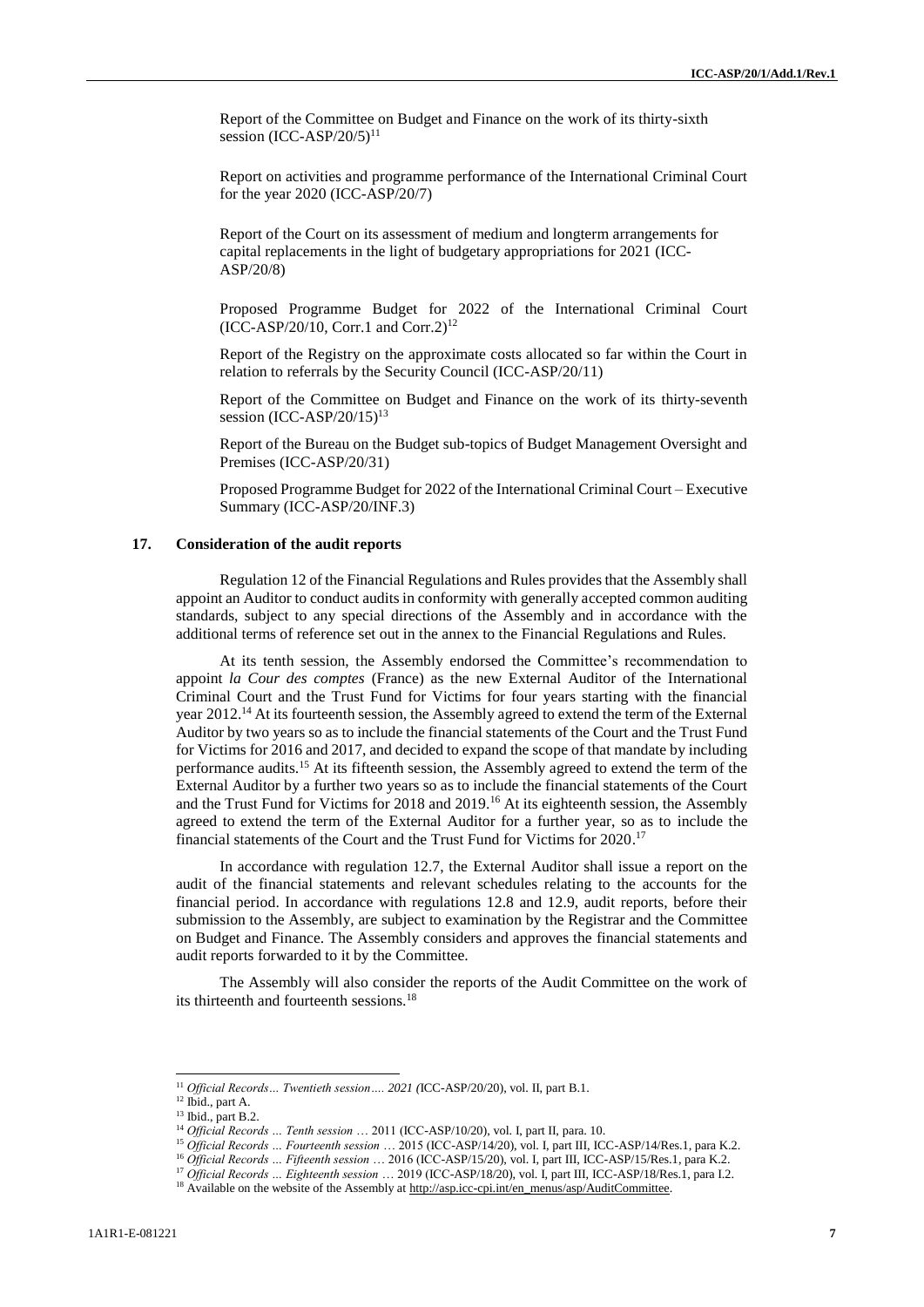Report of the Committee on Budget and Finance on the work of its thirty-sixth session (ICC-ASP/20/5)[11]

Report on activities and programme performance of the International Criminal Court for the year 2020 (ICC-ASP/20/7)

Report of the Court on its assessment of medium and longterm arrangements for capital replacements in the light of budgetary appropriations for 2021 (ICC-ASP/20/8)

Proposed Programme Budget for 2022 of the International Criminal Court (ICC-ASP/20/10, Corr.1 and Corr.2)[12]

Report of the Registry on the approximate costs allocated so far within the Court in relation to referrals by the Security Council (ICC-ASP/20/11)

Report of the Committee on Budget and Finance on the work of its thirty-seventh session (ICC-ASP/20/15)[13]

Report of the Bureau on the Budget sub-topics of Budget Management Oversight and Premises (ICC-ASP/20/31)

Proposed Programme Budget for 2022 of the International Criminal Court – Executive Summary (ICC-ASP/20/INF.3)

### 17. Consideration of the audit reports

Regulation 12 of the Financial Regulations and Rules provides that the Assembly shall appoint an Auditor to conduct audits in conformity with generally accepted common auditing standards, subject to any special directions of the Assembly and in accordance with the additional terms of reference set out in the annex to the Financial Regulations and Rules.

At its tenth session, the Assembly endorsed the Committee's recommendation to appoint *la Cour des comptes* (France) as the new External Auditor of the International Criminal Court and the Trust Fund for Victims for four years starting with the financial year 2012.[14] At its fourteenth session, the Assembly agreed to extend the term of the External Auditor by two years so as to include the financial statements of the Court and the Trust Fund for Victims for 2016 and 2017, and decided to expand the scope of that mandate by including performance audits.[15] At its fifteenth session, the Assembly agreed to extend the term of the External Auditor by a further two years so as to include the financial statements of the Court and the Trust Fund for Victims for 2018 and 2019.[16] At its eighteenth session, the Assembly agreed to extend the term of the External Auditor for a further year, so as to include the financial statements of the Court and the Trust Fund for Victims for 2020.[17]

In accordance with regulation 12.7, the External Auditor shall issue a report on the audit of the financial statements and relevant schedules relating to the accounts for the financial period. In accordance with regulations 12.8 and 12.9, audit reports, before their submission to the Assembly, are subject to examination by the Registrar and the Committee on Budget and Finance. The Assembly considers and approves the financial statements and audit reports forwarded to it by the Committee.

The Assembly will also consider the reports of the Audit Committee on the work of its thirteenth and fourteenth sessions.[18]

---

[11] *Official Records… Twentieth session…. 2021 (*ICC-ASP/20/20), vol. II, part B.1.

[12] Ibid., part A.

[13] Ibid., part B.2.

[14] *Official Records … Tenth session* … 2011 (ICC-ASP/10/20), vol. I, part II, para. 10.

[15] *Official Records … Fourteenth session* … 2015 (ICC-ASP/14/20), vol. I, part III, ICC-ASP/14/Res.1, para K.2.

[16] *Official Records … Fifteenth session* … 2016 (ICC-ASP/15/20), vol. I, part III, ICC-ASP/15/Res.1, para K.2.

[17] *Official Records … Eighteenth session* … 2019 (ICC-ASP/18/20), vol. I, part III, ICC-ASP/18/Res.1, para I.2.

[18] Available on the website of the Assembly at http://asp.icc-cpi.int/en_menus/asp/AuditCommittee.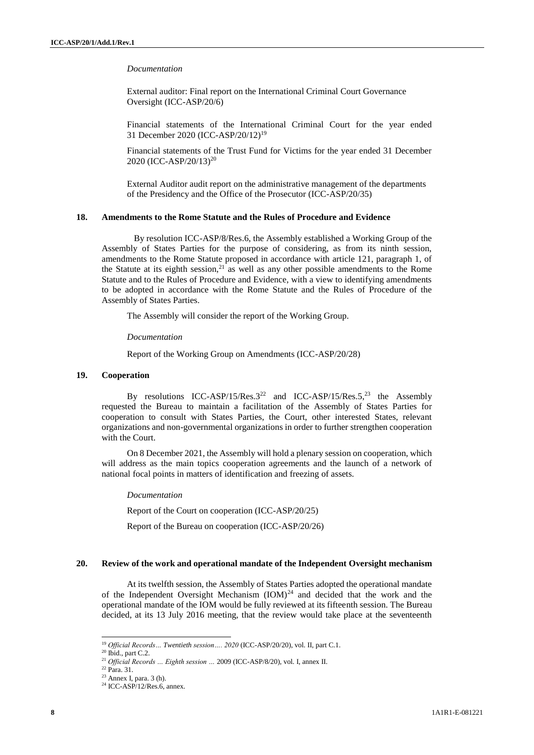*Documentation*

External auditor: Final report on the International Criminal Court Governance Oversight (ICC-ASP/20/6)

Financial statements of the International Criminal Court for the year ended 31 December 2020 (ICC-ASP/20/12)[19]

Financial statements of the Trust Fund for Victims for the year ended 31 December 2020 (ICC-ASP/20/13)[20]

External Auditor audit report on the administrative management of the departments of the Presidency and the Office of the Prosecutor (ICC-ASP/20/35)

### 18. Amendments to the Rome Statute and the Rules of Procedure and Evidence

By resolution ICC-ASP/8/Res.6, the Assembly established a Working Group of the Assembly of States Parties for the purpose of considering, as from its ninth session, amendments to the Rome Statute proposed in accordance with article 121, paragraph 1, of the Statute at its eighth session,[21] as well as any other possible amendments to the Rome Statute and to the Rules of Procedure and Evidence, with a view to identifying amendments to be adopted in accordance with the Rome Statute and the Rules of Procedure of the Assembly of States Parties.

The Assembly will consider the report of the Working Group.

*Documentation*

Report of the Working Group on Amendments (ICC-ASP/20/28)

### 19. Cooperation

By resolutions ICC-ASP/15/Res.3[22] and ICC-ASP/15/Res.5,[23] the Assembly requested the Bureau to maintain a facilitation of the Assembly of States Parties for cooperation to consult with States Parties, the Court, other interested States, relevant organizations and non-governmental organizations in order to further strengthen cooperation with the Court.

On 8 December 2021, the Assembly will hold a plenary session on cooperation, which will address as the main topics cooperation agreements and the launch of a network of national focal points in matters of identification and freezing of assets.

*Documentation*

Report of the Court on cooperation (ICC-ASP/20/25)

Report of the Bureau on cooperation (ICC-ASP/20/26)

### 20. Review of the work and operational mandate of the Independent Oversight mechanism

At its twelfth session, the Assembly of States Parties adopted the operational mandate of the Independent Oversight Mechanism (IOM)[24] and decided that the work and the operational mandate of the IOM would be fully reviewed at its fifteenth session. The Bureau decided, at its 13 July 2016 meeting, that the review would take place at the seventeenth

---

[19] *Official Records… Twentieth session…. 2020* (ICC-ASP/20/20), vol. II, part C.1.

[20] Ibid., part C.2.

[21] *Official Records … Eighth session …* 2009 (ICC-ASP/8/20), vol. I, annex II.

[22] Para. 31.

[23] Annex I, para. 3 (h).

[24] ICC-ASP/12/Res.6, annex.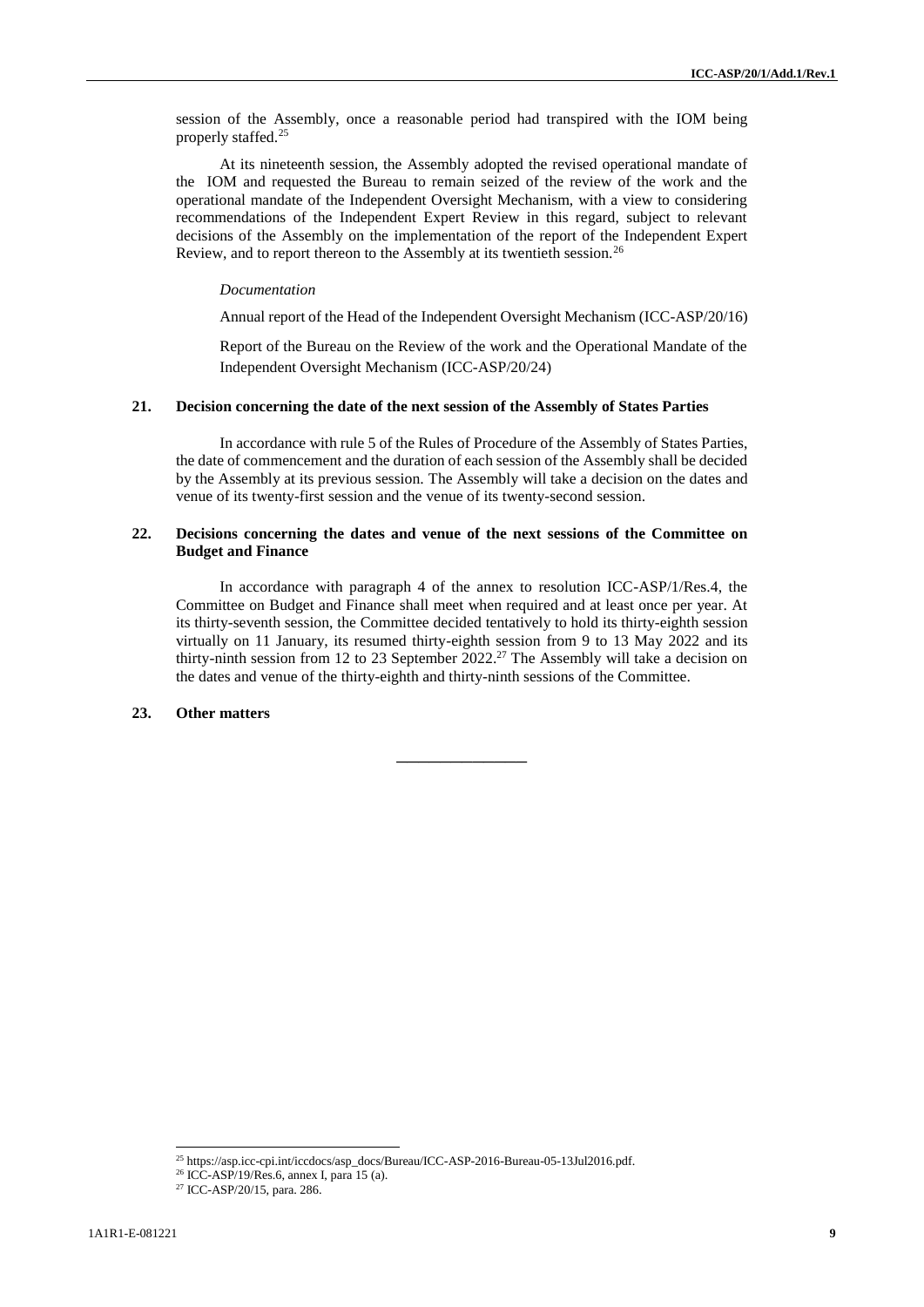session of the Assembly, once a reasonable period had transpired with the IOM being properly staffed.[25]

At its nineteenth session, the Assembly adopted the revised operational mandate of the IOM and requested the Bureau to remain seized of the review of the work and the operational mandate of the Independent Oversight Mechanism, with a view to considering recommendations of the Independent Expert Review in this regard, subject to relevant decisions of the Assembly on the implementation of the report of the Independent Expert Review, and to report thereon to the Assembly at its twentieth session.[26]

*Documentation*

Annual report of the Head of the Independent Oversight Mechanism (ICC-ASP/20/16)

Report of the Bureau on the Review of the work and the Operational Mandate of the Independent Oversight Mechanism (ICC-ASP/20/24)

### 21. Decision concerning the date of the next session of the Assembly of States Parties

In accordance with rule 5 of the Rules of Procedure of the Assembly of States Parties, the date of commencement and the duration of each session of the Assembly shall be decided by the Assembly at its previous session. The Assembly will take a decision on the dates and venue of its twenty-first session and the venue of its twenty-second session.

### 22. Decisions concerning the dates and venue of the next sessions of the Committee on Budget and Finance

In accordance with paragraph 4 of the annex to resolution ICC-ASP/1/Res.4, the Committee on Budget and Finance shall meet when required and at least once per year. At its thirty-seventh session, the Committee decided tentatively to hold its thirty-eighth session virtually on 11 January, its resumed thirty-eighth session from 9 to 13 May 2022 and its thirty-ninth session from 12 to 23 September 2022.[27] The Assembly will take a decision on the dates and venue of the thirty-eighth and thirty-ninth sessions of the Committee.

### 23. Other matters

---

[25] https://asp.icc-cpi.int/iccdocs/asp_docs/Bureau/ICC-ASP-2016-Bureau-05-13Jul2016.pdf.

[26] ICC-ASP/19/Res.6, annex I, para 15 (a).

[27] ICC-ASP/20/15, para. 286.